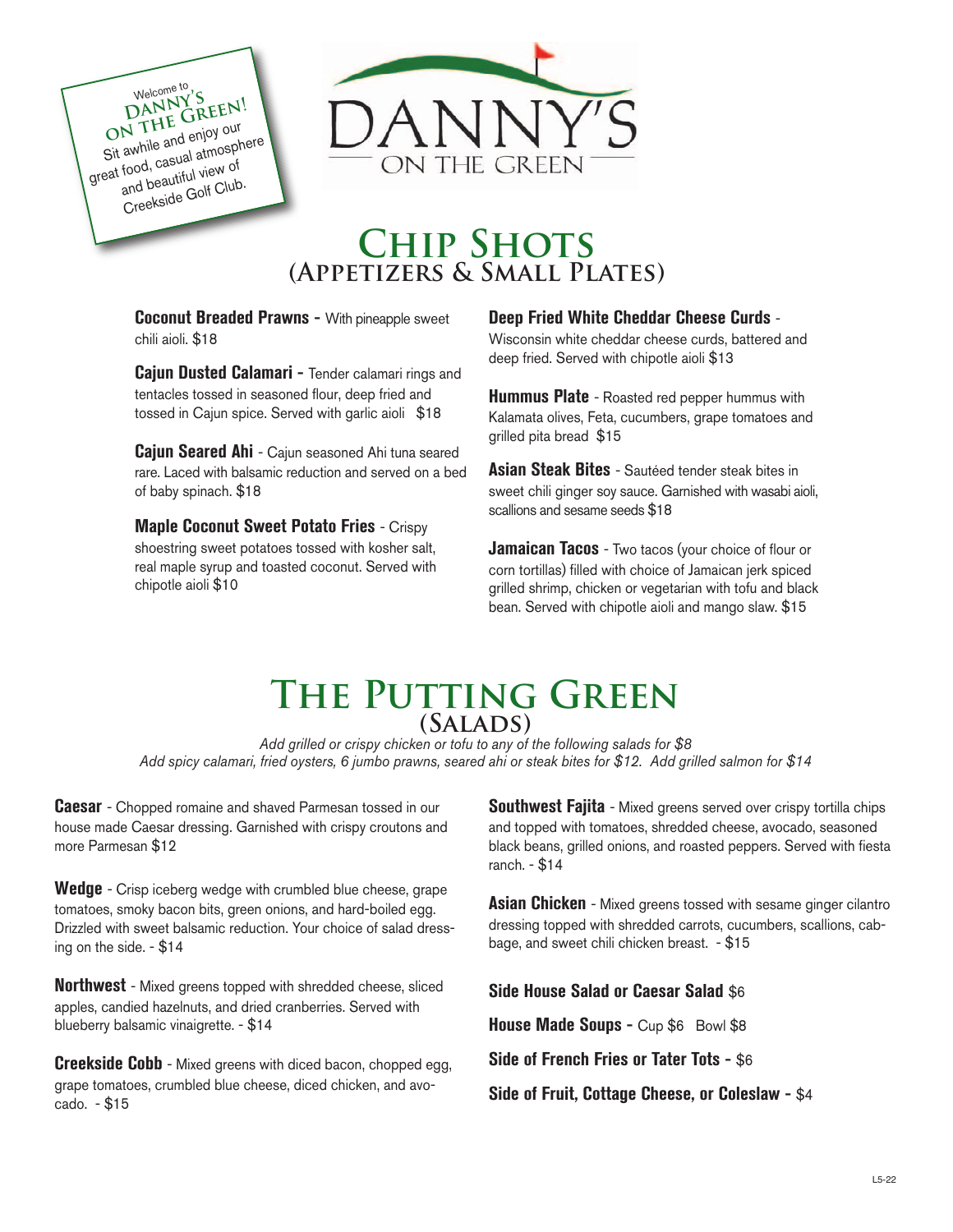Welcome to
**DANNY'S ON THE GREEN!**
Sit awhile and enjoy our great food, casual atmosphere and beautiful view of Creekside Golf Club.

DANNY'S ON THE GREEN

# Chip Shots
## (Appetizers & Small Plates)

**Coconut Breaded Prawns -** With pineapple sweet chili aioli. $18

**Cajun Dusted Calamari -** Tender calamari rings and tentacles tossed in seasoned flour, deep fried and tossed in Cajun spice. Served with garlic aioli $18

**Cajun Seared Ahi** - Cajun seasoned Ahi tuna seared rare. Laced with balsamic reduction and served on a bed of baby spinach. $18

**Maple Coconut Sweet Potato Fries** - Crispy shoestring sweet potatoes tossed with kosher salt, real maple syrup and toasted coconut. Served with chipotle aioli $10

**Deep Fried White Cheddar Cheese Curds** - Wisconsin white cheddar cheese curds, battered and deep fried. Served with chipotle aioli $13

**Hummus Plate** - Roasted red pepper hummus with Kalamata olives, Feta, cucumbers, grape tomatoes and grilled pita bread $15

**Asian Steak Bites** - Sautéed tender steak bites in sweet chili ginger soy sauce. Garnished with wasabi aioli, scallions and sesame seeds $18

**Jamaican Tacos** - Two tacos (your choice of flour or corn tortillas) filled with choice of Jamaican jerk spiced grilled shrimp, chicken or vegetarian with tofu and black bean. Served with chipotle aioli and mango slaw. $15

# The Putting Green
## (Salads)

*Add grilled or crispy chicken or tofu to any of the following salads for $8*
*Add spicy calamari, fried oysters, 6 jumbo prawns, seared ahi or steak bites for $12. Add grilled salmon for $14*

**Caesar** - Chopped romaine and shaved Parmesan tossed in our house made Caesar dressing. Garnished with crispy croutons and more Parmesan $12

**Wedge** - Crisp iceberg wedge with crumbled blue cheese, grape tomatoes, smoky bacon bits, green onions, and hard-boiled egg. Drizzled with sweet balsamic reduction. Your choice of salad dressing on the side. - $14

**Northwest** - Mixed greens topped with shredded cheese, sliced apples, candied hazelnuts, and dried cranberries. Served with blueberry balsamic vinaigrette. - $14

**Creekside Cobb** - Mixed greens with diced bacon, chopped egg, grape tomatoes, crumbled blue cheese, diced chicken, and avocado. - $15

**Southwest Fajita** - Mixed greens served over crispy tortilla chips and topped with tomatoes, shredded cheese, avocado, seasoned black beans, grilled onions, and roasted peppers. Served with fiesta ranch. - $14

**Asian Chicken** - Mixed greens tossed with sesame ginger cilantro dressing topped with shredded carrots, cucumbers, scallions, cabbage, and sweet chili chicken breast. - $15

**Side House Salad or Caesar Salad** $6

**House Made Soups -** Cup $6 Bowl $8

**Side of French Fries or Tater Tots -** $6

**Side of Fruit, Cottage Cheese, or Coleslaw -** $4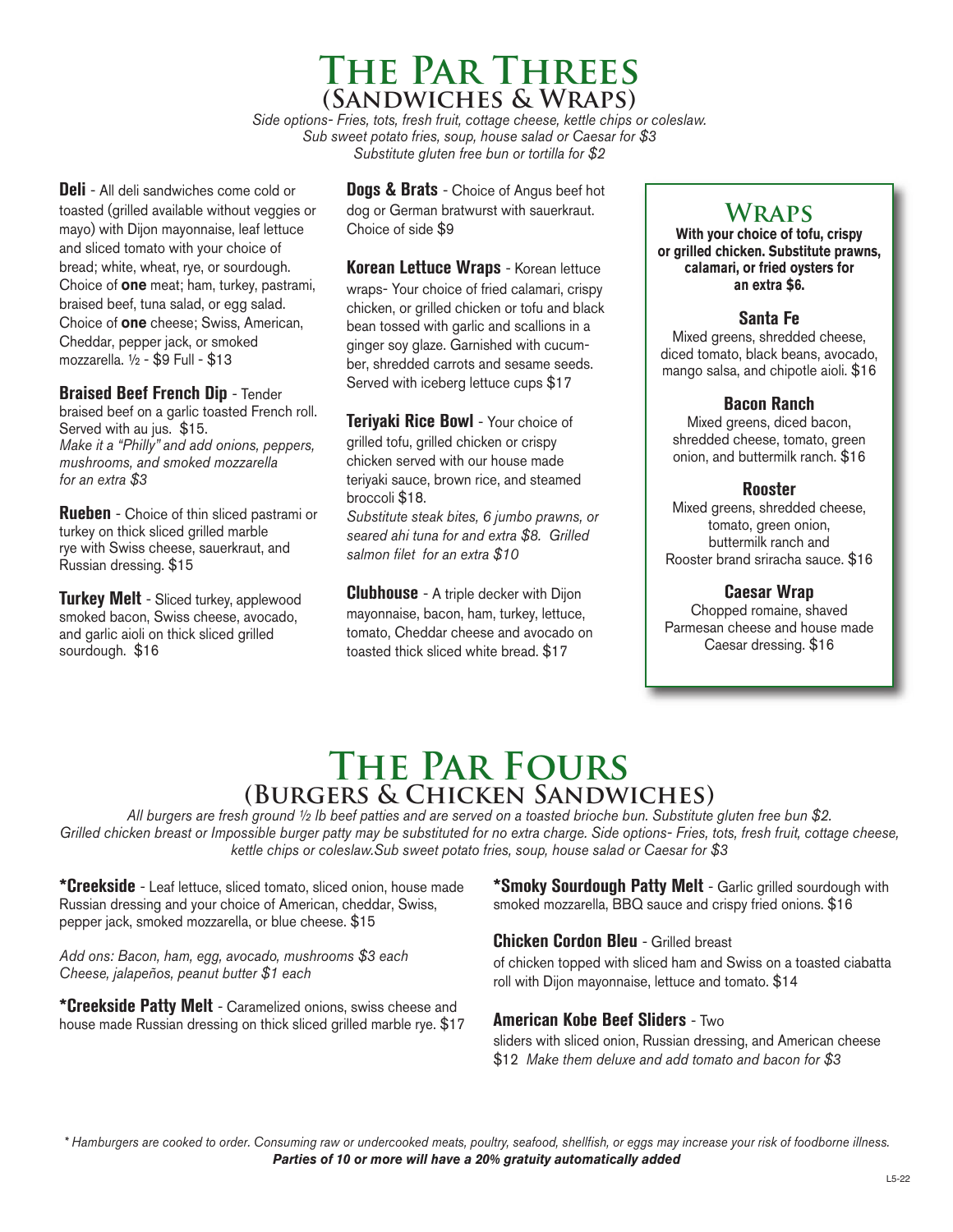# The Par Threes
## (Sandwiches & Wraps)

*Side options- Fries, tots, fresh fruit, cottage cheese, kettle chips or coleslaw.*
*Sub sweet potato fries, soup, house salad or Caesar for $3*
*Substitute gluten free bun or tortilla for $2*

**Deli** - All deli sandwiches come cold or toasted (grilled available without veggies or mayo) with Dijon mayonnaise, leaf lettuce and sliced tomato with your choice of bread; white, wheat, rye, or sourdough. Choice of **one** meat; ham, turkey, pastrami, braised beef, tuna salad, or egg salad. Choice of **one** cheese; Swiss, American, Cheddar, pepper jack, or smoked mozzarella. ½ - $9 Full - $13

**Braised Beef French Dip** - Tender braised beef on a garlic toasted French roll. Served with au jus. $15.
*Make it a "Philly" and add onions, peppers, mushrooms, and smoked mozzarella for an extra $3*

**Rueben** - Choice of thin sliced pastrami or turkey on thick sliced grilled marble rye with Swiss cheese, sauerkraut, and Russian dressing. $15

**Turkey Melt** - Sliced turkey, applewood smoked bacon, Swiss cheese, avocado, and garlic aioli on thick sliced grilled sourdough. $16

**Dogs & Brats** - Choice of Angus beef hot dog or German bratwurst with sauerkraut. Choice of side $9

**Korean Lettuce Wraps** - Korean lettuce wraps- Your choice of fried calamari, crispy chicken, or grilled chicken or tofu and black bean tossed with garlic and scallions in a ginger soy glaze. Garnished with cucumber, shredded carrots and sesame seeds. Served with iceberg lettuce cups $17

**Teriyaki Rice Bowl** - Your choice of grilled tofu, grilled chicken or crispy chicken served with our house made teriyaki sauce, brown rice, and steamed broccoli $18.
*Substitute steak bites, 6 jumbo prawns, or seared ahi tuna for and extra $8. Grilled salmon filet for an extra $10*

**Clubhouse** - A triple decker with Dijon mayonnaise, bacon, ham, turkey, lettuce, tomato, Cheddar cheese and avocado on toasted thick sliced white bread. $17

### Wraps

**With your choice of tofu, crispy or grilled chicken. Substitute prawns, calamari, or fried oysters for an extra $6.**

**Santa Fe**
Mixed greens, shredded cheese, diced tomato, black beans, avocado, mango salsa, and chipotle aioli. $16

**Bacon Ranch**
Mixed greens, diced bacon, shredded cheese, tomato, green onion, and buttermilk ranch. $16

**Rooster**
Mixed greens, shredded cheese, tomato, green onion, buttermilk ranch and Rooster brand sriracha sauce. $16

**Caesar Wrap**
Chopped romaine, shaved Parmesan cheese and house made Caesar dressing. $16

# The Par Fours
## (Burgers & Chicken Sandwiches)

*All burgers are fresh ground ½ lb beef patties and are served on a toasted brioche bun. Substitute gluten free bun $2. Grilled chicken breast or Impossible burger patty may be substituted for no extra charge. Side options- Fries, tots, fresh fruit, cottage cheese, kettle chips or coleslaw.Sub sweet potato fries, soup, house salad or Caesar for $3*

**\*Creekside** - Leaf lettuce, sliced tomato, sliced onion, house made Russian dressing and your choice of American, cheddar, Swiss, pepper jack, smoked mozzarella, or blue cheese. $15

*Add ons: Bacon, ham, egg, avocado, mushrooms $3 each*
*Cheese, jalapeños, peanut butter $1 each*

**\*Creekside Patty Melt** - Caramelized onions, swiss cheese and house made Russian dressing on thick sliced grilled marble rye. $17

**\*Smoky Sourdough Patty Melt** - Garlic grilled sourdough with smoked mozzarella, BBQ sauce and crispy fried onions. $16

**Chicken Cordon Bleu** - Grilled breast of chicken topped with sliced ham and Swiss on a toasted ciabatta roll with Dijon mayonnaise, lettuce and tomato. $14

**American Kobe Beef Sliders** - Two sliders with sliced onion, Russian dressing, and American cheese $12 *Make them deluxe and add tomato and bacon for $3*

*\* Hamburgers are cooked to order. Consuming raw or undercooked meats, poultry, seafood, shellfish, or eggs may increase your risk of foodborne illness.*
***Parties of 10 or more will have a 20% gratuity automatically added***

L5-22